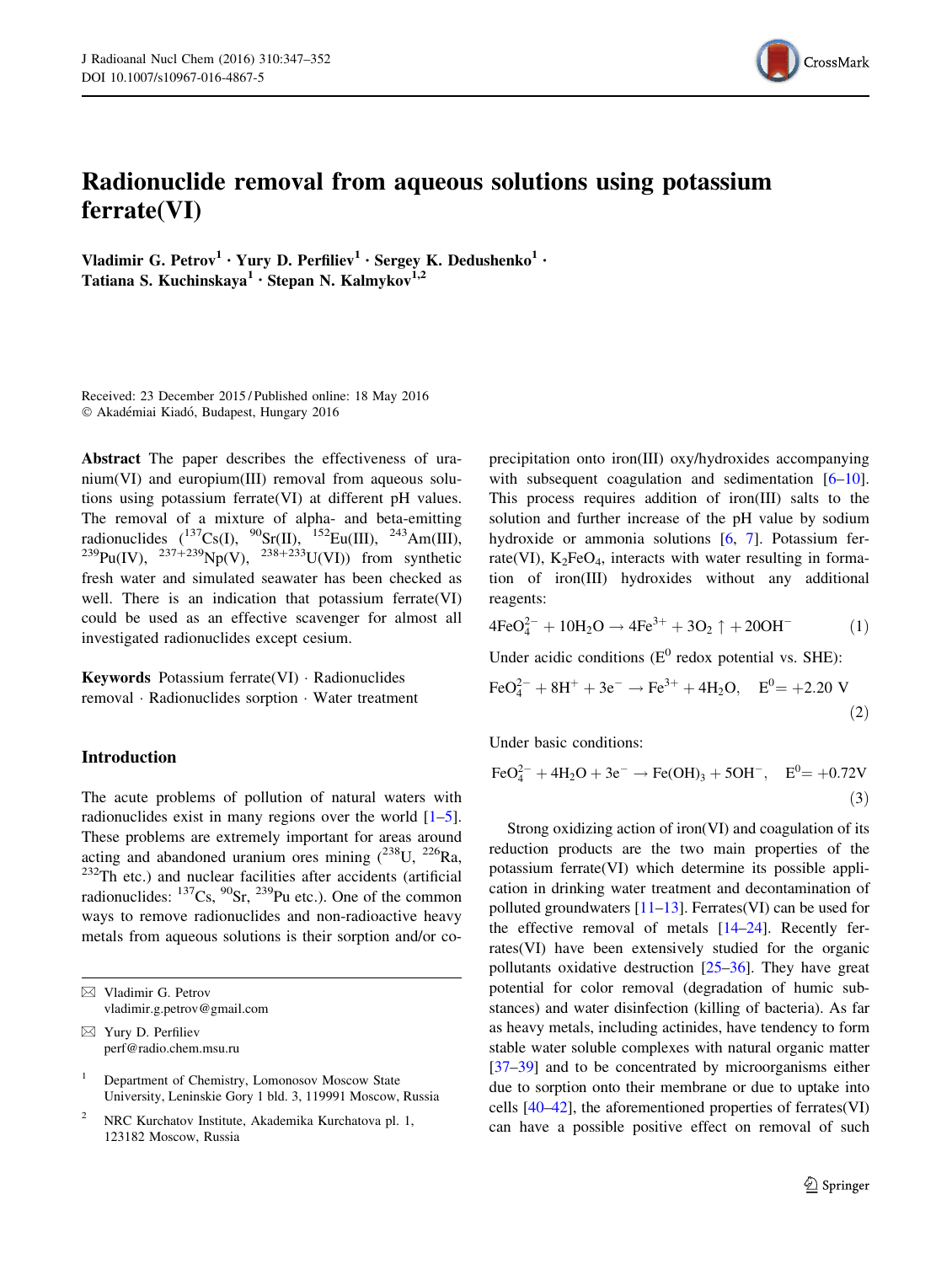# Radionuclide removal from aqueous solutions using potassium ferrate(VI)

**Vladimir G. Petrov**[1] **· Yury D. Perfiliev**[1] **· Sergey K. Dedushenko**[1] **· Tatiana S. Kuchinskaya**[1] **· Stepan N. Kalmykov**[1,2]

Received: 23 December 2015 / Published online: 18 May 2016
© Akadémiai Kiadó, Budapest, Hungary 2016

**Abstract** The paper describes the effectiveness of uranium(VI) and europium(III) removal from aqueous solutions using potassium ferrate(VI) at different pH values. The removal of a mixture of alpha- and beta-emitting radionuclides ($^{137}$Cs(I), $^{90}$Sr(II), $^{152}$Eu(III), $^{243}$Am(III), $^{239}$Pu(IV), $^{237+239}$Np(V), $^{238+233}$U(VI)) from synthetic fresh water and simulated seawater has been checked as well. There is an indication that potassium ferrate(VI) could be used as an effective scavenger for almost all investigated radionuclides except cesium.

**Keywords** Potassium ferrate(VI) · Radionuclides removal · Radionuclides sorption · Water treatment

## Introduction

The acute problems of pollution of natural waters with radionuclides exist in many regions over the world [1–5]. These problems are extremely important for areas around acting and abandoned uranium ores mining ($^{238}$U, $^{226}$Ra, $^{232}$Th etc.) and nuclear facilities after accidents (artificial radionuclides: $^{137}$Cs, $^{90}$Sr, $^{239}$Pu etc.). One of the common ways to remove radionuclides and non-radioactive heavy metals from aqueous solutions is their sorption and/or co-precipitation onto iron(III) oxy/hydroxides accompanying with subsequent coagulation and sedimentation [6–10]. This process requires addition of iron(III) salts to the solution and further increase of the pH value by sodium hydroxide or ammonia solutions [6, 7]. Potassium ferrate(VI), $K_2FeO_4$, interacts with water resulting in formation of iron(III) hydroxides without any additional reagents:

$$4FeO_4^{2-} + 10H_2O \rightarrow 4Fe^{3+} + 3O_2\uparrow + 20OH^- \quad (1)$$

Under acidic conditions ($E^0$ redox potential vs. SHE):

$$FeO_4^{2-} + 8H^+ + 3e^- \rightarrow Fe^{3+} + 4H_2O, \quad E^0 = +2.20\ V \quad (2)$$

Under basic conditions:

$$FeO_4^{2-} + 4H_2O + 3e^- \rightarrow Fe(OH)_3 + 5OH^-, \quad E^0 = +0.72V \quad (3)$$

Strong oxidizing action of iron(VI) and coagulation of its reduction products are the two main properties of the potassium ferrate(VI) which determine its possible application in drinking water treatment and decontamination of polluted groundwaters [11–13]. Ferrates(VI) can be used for the effective removal of metals [14–24]. Recently ferrates(VI) have been extensively studied for the organic pollutants oxidative destruction [25–36]. They have great potential for color removal (degradation of humic substances) and water disinfection (killing of bacteria). As far as heavy metals, including actinides, have tendency to form stable water soluble complexes with natural organic matter [37–39] and to be concentrated by microorganisms either due to sorption onto their membrane or due to uptake into cells [40–42], the aforementioned properties of ferrates(VI) can have a possible positive effect on removal of such

✉ Vladimir G. Petrov
vladimir.g.petrov@gmail.com

✉ Yury D. Perfiliev
perf@radio.chem.msu.ru

[1] Department of Chemistry, Lomonosov Moscow State University, Leninskie Gory 1 bld. 3, 119991 Moscow, Russia

[2] NRC Kurchatov Institute, Akademika Kurchatova pl. 1, 123182 Moscow, Russia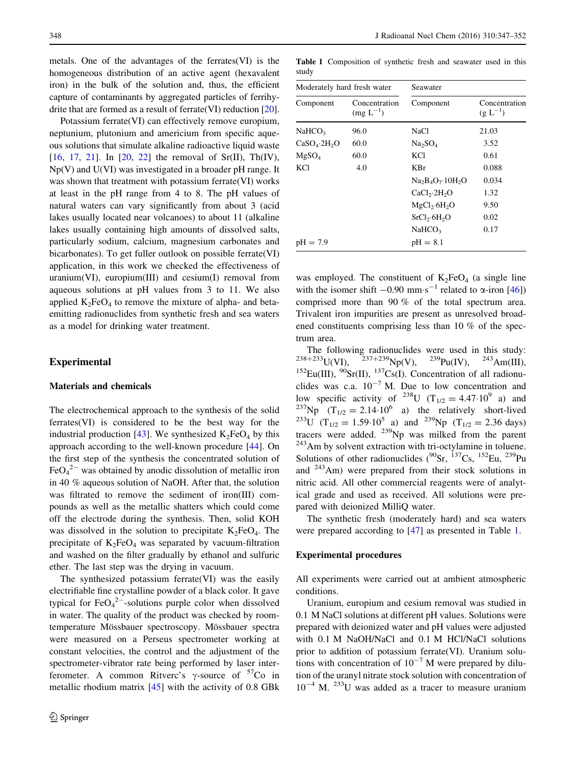metals. One of the advantages of the ferrates(VI) is the homogeneous distribution of an active agent (hexavalent iron) in the bulk of the solution and, thus, the efficient capture of contaminants by aggregated particles of ferrihydrite that are formed as a result of ferrate(VI) reduction [20].

Potassium ferrate(VI) can effectively remove europium, neptunium, plutonium and americium from specific aqueous solutions that simulate alkaline radioactive liquid waste [16, 17, 21]. In [20, 22] the removal of Sr(II), Th(IV), Np(V) and U(VI) was investigated in a broader pH range. It was shown that treatment with potassium ferrate(VI) works at least in the pH range from 4 to 8. The pH values of natural waters can vary significantly from about 3 (acid lakes usually located near volcanoes) to about 11 (alkaline lakes usually containing high amounts of dissolved salts, particularly sodium, calcium, magnesium carbonates and bicarbonates). To get fuller outlook on possible ferrate(VI) application, in this work we checked the effectiveness of uranium(VI), europium(III) and cesium(I) removal from aqueous solutions at pH values from 3 to 11. We also applied $K_2FeO_4$ to remove the mixture of alpha- and beta-emitting radionuclides from synthetic fresh and sea waters as a model for drinking water treatment.

## Experimental

### Materials and chemicals

The electrochemical approach to the synthesis of the solid ferrates(VI) is considered to be the best way for the industrial production [43]. We synthesized $K_2FeO_4$ by this approach according to the well-known procedure [44]. On the first step of the synthesis the concentrated solution of $FeO_4^{2-}$ was obtained by anodic dissolution of metallic iron in 40 % aqueous solution of NaOH. After that, the solution was filtrated to remove the sediment of iron(III) compounds as well as the metallic shatters which could come off the electrode during the synthesis. Then, solid KOH was dissolved in the solution to precipitate $K_2FeO_4$. The precipitate of $K_2FeO_4$ was separated by vacuum-filtration and washed on the filter gradually by ethanol and sulfuric ether. The last step was the drying in vacuum.

The synthesized potassium ferrate(VI) was the easily electrifiable fine crystalline powder of a black color. It gave typical for $FeO_4^{2-}$-solutions purple color when dissolved in water. The quality of the product was checked by room-temperature Mössbauer spectroscopy. Mössbauer spectra were measured on a Perseus spectrometer working at constant velocities, the control and the adjustment of the spectrometer-vibrator rate being performed by laser interferometer. A common Ritverc's γ-source of $^{57}$Co in metallic rhodium matrix [45] with the activity of 0.8 GBk was employed. The constituent of $K_2FeO_4$ (a single line with the isomer shift $-0.90$ mm·s$^{-1}$ related to α-iron [46]) comprised more than 90 % of the total spectrum area. Trivalent iron impurities are present as unresolved broadened constituents comprising less than 10 % of the spectrum area.

**Table 1** Composition of synthetic fresh and seawater used in this study

| Moderately hard fresh water | | Seawater | |
|---|---|---|---|
| Component | Concentration (mg L$^{-1}$) | Component | Concentration (g L$^{-1}$) |
| $NaHCO_3$ | 96.0 | NaCl | 21.03 |
| $CaSO_4 \cdot 2H_2O$ | 60.0 | $Na_2SO_4$ | 3.52 |
| $MgSO_4$ | 60.0 | KCl | 0.61 |
| KCl | 4.0 | KBr | 0.088 |
| | | $Na_2B_4O_7 \cdot 10H_2O$ | 0.034 |
| | | $CaCl_2 \cdot 2H_2O$ | 1.32 |
| | | $MgCl_2 \cdot 6H_2O$ | 9.50 |
| | | $SrCl_2 \cdot 6H_2O$ | 0.02 |
| | | $NaHCO_3$ | 0.17 |
| pH = 7.9 | | pH = 8.1 | |

The following radionuclides were used in this study: $^{238+233}$U(VI), $^{237+239}$Np(V), $^{239}$Pu(IV), $^{243}$Am(III), $^{152}$Eu(III), $^{90}$Sr(II), $^{137}$Cs(I). Concentration of all radionuclides was c.a. $10^{-7}$ M. Due to low concentration and low specific activity of $^{238}$U ($T_{1/2} = 4.47 \cdot 10^9$ a) and $^{237}$Np ($T_{1/2} = 2.14 \cdot 10^6$ a) the relatively short-lived $^{233}$U ($T_{1/2} = 1.59 \cdot 10^5$ a) and $^{239}$Np ($T_{1/2} = 2.36$ days) tracers were added. $^{239}$Np was milked from the parent $^{243}$Am by solvent extraction with tri-octylamine in toluene. Solutions of other radionuclides ($^{90}$Sr, $^{137}$Cs, $^{152}$Eu, $^{239}$Pu and $^{243}$Am) were prepared from their stock solutions in nitric acid. All other commercial reagents were of analytical grade and used as received. All solutions were prepared with deionized MilliQ water.

The synthetic fresh (moderately hard) and sea waters were prepared according to [47] as presented in Table 1.

### Experimental procedures

All experiments were carried out at ambient atmospheric conditions.

Uranium, europium and cesium removal was studied in 0.1 M NaCl solutions at different pH values. Solutions were prepared with deionized water and pH values were adjusted with 0.1 M NaOH/NaCl and 0.1 M HCl/NaCl solutions prior to addition of potassium ferrate(VI). Uranium solutions with concentration of $10^{-7}$ M were prepared by dilution of the uranyl nitrate stock solution with concentration of $10^{-4}$ M. $^{233}$U was added as a tracer to measure uranium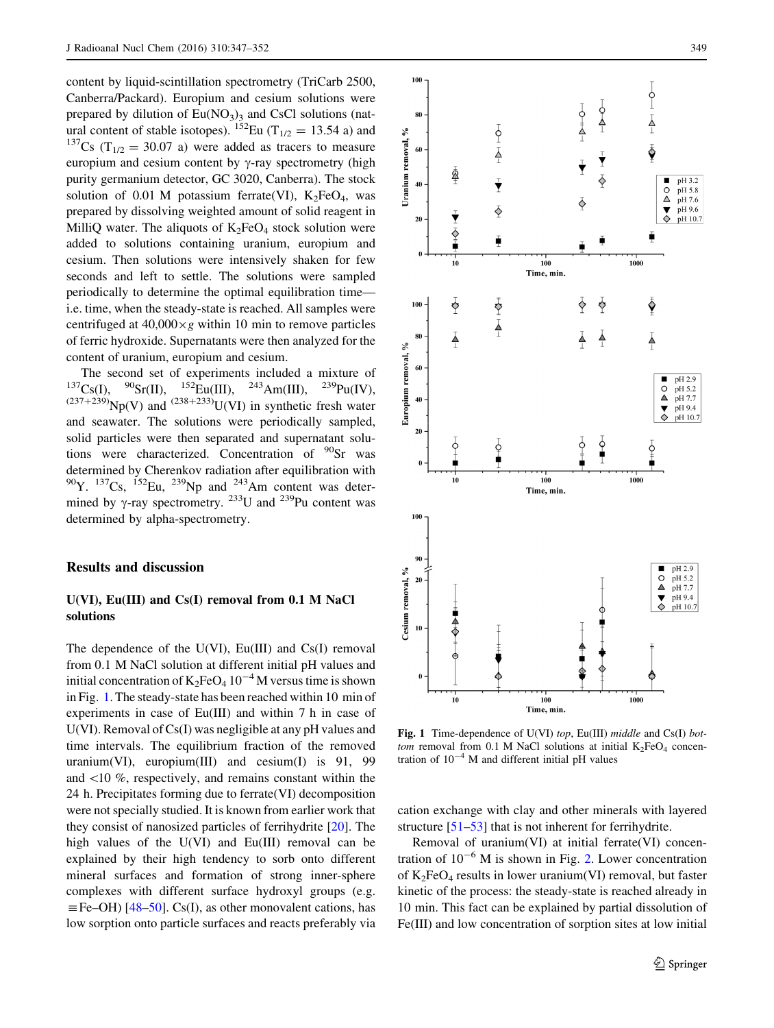content by liquid-scintillation spectrometry (TriCarb 2500, Canberra/Packard). Europium and cesium solutions were prepared by dilution of $Eu(NO_3)_3$ and CsCl solutions (natural content of stable isotopes). $^{152}$Eu ($T_{1/2}$ = 13.54 a) and $^{137}$Cs ($T_{1/2}$ = 30.07 a) were added as tracers to measure europium and cesium content by γ-ray spectrometry (high purity germanium detector, GC 3020, Canberra). The stock solution of 0.01 M potassium ferrate(VI), $K_2FeO_4$, was prepared by dissolving weighted amount of solid reagent in MilliQ water. The aliquots of $K_2FeO_4$ stock solution were added to solutions containing uranium, europium and cesium. Then solutions were intensively shaken for few seconds and left to settle. The solutions were sampled periodically to determine the optimal equilibration time—i.e. time, when the steady-state is reached. All samples were centrifuged at 40,000×g within 10 min to remove particles of ferric hydroxide. Supernatants were then analyzed for the content of uranium, europium and cesium.

The second set of experiments included a mixture of $^{137}$Cs(I), $^{90}$Sr(II), $^{152}$Eu(III), $^{243}$Am(III), $^{239}$Pu(IV), $^{(237+239)}$Np(V) and $^{(238+233)}$U(VI) in synthetic fresh water and seawater. The solutions were periodically sampled, solid particles were then separated and supernatant solutions were characterized. Concentration of $^{90}$Sr was determined by Cherenkov radiation after equilibration with $^{90}$Y. $^{137}$Cs, $^{152}$Eu, $^{239}$Np and $^{243}$Am content was determined by γ-ray spectrometry. $^{233}$U and $^{239}$Pu content was determined by alpha-spectrometry.

## Results and discussion

### U(VI), Eu(III) and Cs(I) removal from 0.1 M NaCl solutions

The dependence of the U(VI), Eu(III) and Cs(I) removal from 0.1 M NaCl solution at different initial pH values and initial concentration of $K_2FeO_4$ $10^{-4}$ M versus time is shown in Fig. 1. The steady-state has been reached within 10 min of experiments in case of Eu(III) and within 7 h in case of U(VI). Removal of Cs(I) was negligible at any pH values and time intervals. The equilibrium fraction of the removed uranium(VI), europium(III) and cesium(I) is 91, 99 and <10 %, respectively, and remains constant within the 24 h. Precipitates forming due to ferrate(VI) decomposition were not specially studied. It is known from earlier work that they consist of nanosized particles of ferrihydrite [20]. The high values of the U(VI) and Eu(III) removal can be explained by their high tendency to sorb onto different mineral surfaces and formation of strong inner-sphere complexes with different surface hydroxyl groups (e.g. ≡Fe–OH) [48–50]. Cs(I), as other monovalent cations, has low sorption onto particle surfaces and reacts preferably via cation exchange with clay and other minerals with layered structure [51–53] that is not inherent for ferrihydrite.

Fig. 1 Time-dependence of U(VI) *top*, Eu(III) *middle* and Cs(I) *bottom* removal from 0.1 M NaCl solutions at initial $K_2FeO_4$ concentration of $10^{-4}$ M and different initial pH values

Removal of uranium(VI) at initial ferrate(VI) concentration of $10^{-6}$ M is shown in Fig. 2. Lower concentration of $K_2FeO_4$ results in lower uranium(VI) removal, but faster kinetic of the process: the steady-state is reached already in 10 min. This fact can be explained by partial dissolution of Fe(III) and low concentration of sorption sites at low initial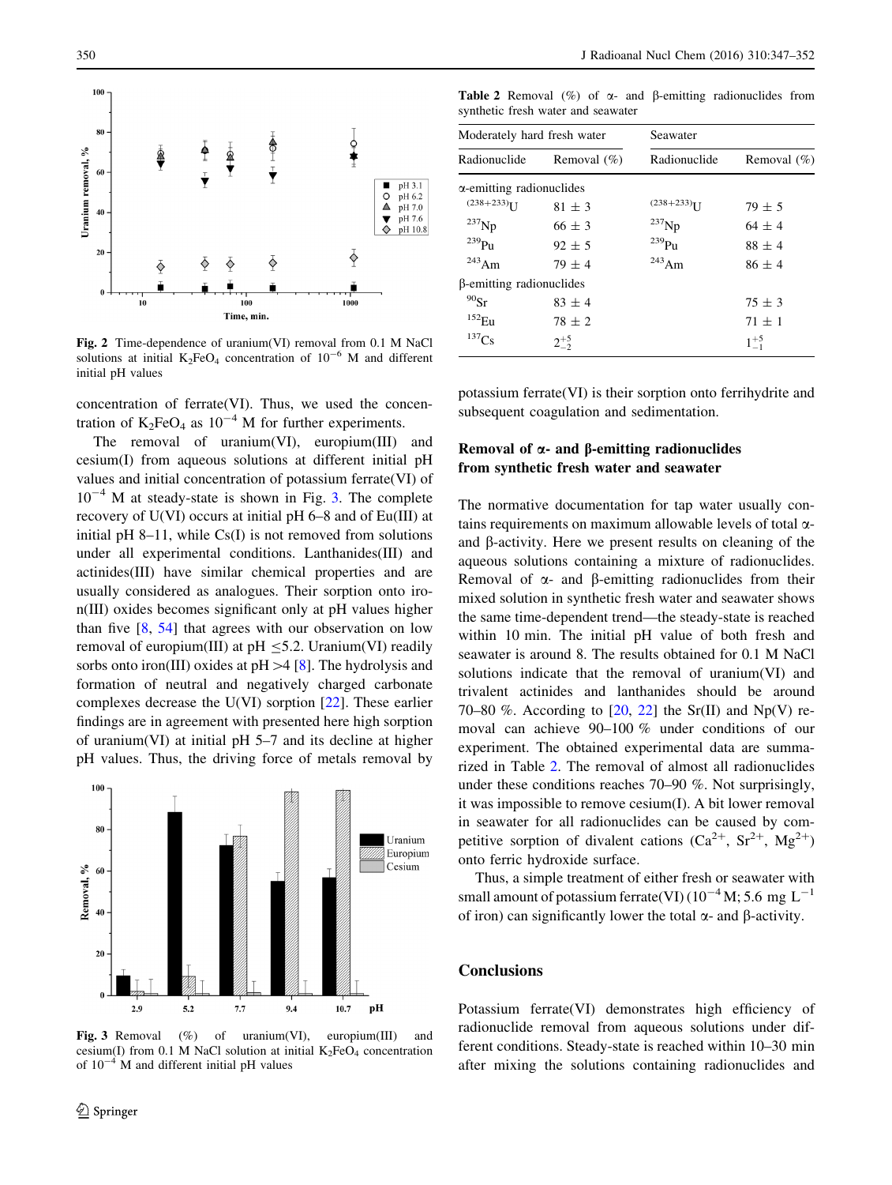Fig. 2 Time-dependence of uranium(VI) removal from 0.1 M NaCl solutions at initial $K_2FeO_4$ concentration of $10^{-6}$ M and different initial pH values

concentration of ferrate(VI). Thus, we used the concentration of $K_2FeO_4$ as $10^{-4}$ M for further experiments.

The removal of uranium(VI), europium(III) and cesium(I) from aqueous solutions at different initial pH values and initial concentration of potassium ferrate(VI) of $10^{-4}$ M at steady-state is shown in Fig. 3. The complete recovery of U(VI) occurs at initial pH 6–8 and of Eu(III) at initial pH 8–11, while Cs(I) is not removed from solutions under all experimental conditions. Lanthanides(III) and actinides(III) have similar chemical properties and are usually considered as analogues. Their sorption onto iron(III) oxides becomes significant only at pH values higher than five [8, 54] that agrees with our observation on low removal of europium(III) at pH ≤5.2. Uranium(VI) readily sorbs onto iron(III) oxides at pH >4 [8]. The hydrolysis and formation of neutral and negatively charged carbonate complexes decrease the U(VI) sorption [22]. These earlier findings are in agreement with presented here high sorption of uranium(VI) at initial pH 5–7 and its decline at higher pH values. Thus, the driving force of metals removal by potassium ferrate(VI) is their sorption onto ferrihydrite and subsequent coagulation and sedimentation.

Fig. 3 Removal (%) of uranium(VI), europium(III) and cesium(I) from 0.1 M NaCl solution at initial $K_2FeO_4$ concentration of $10^{-4}$ M and different initial pH values

Table 2 Removal (%) of α- and β-emitting radionuclides from synthetic fresh water and seawater

| Moderately hard fresh water | | Seawater | |
|---|---|---|---|
| Radionuclide | Removal (%) | Radionuclide | Removal (%) |
| α-emitting radionuclides | | | |
| $^{(238+233)}U$ | 81 ± 3 | $^{(238+233)}U$ | 79 ± 5 |
| $^{237}Np$ | 66 ± 3 | $^{237}Np$ | 64 ± 4 |
| $^{239}Pu$ | 92 ± 5 | $^{239}Pu$ | 88 ± 4 |
| $^{243}Am$ | 79 ± 4 | $^{243}Am$ | 86 ± 4 |
| β-emitting radionuclides | | | |
| $^{90}Sr$ | 83 ± 4 | | 75 ± 3 |
| $^{152}Eu$ | 78 ± 2 | | 71 ± 1 |
| $^{137}Cs$ | $2^{+5}_{-2}$ | | $1^{+5}_{-1}$ |

## Removal of α- and β-emitting radionuclides from synthetic fresh water and seawater

The normative documentation for tap water usually contains requirements on maximum allowable levels of total α- and β-activity. Here we present results on cleaning of the aqueous solutions containing a mixture of radionuclides. Removal of α- and β-emitting radionuclides from their mixed solution in synthetic fresh water and seawater shows the same time-dependent trend—the steady-state is reached within 10 min. The initial pH value of both fresh and seawater is around 8. The results obtained for 0.1 M NaCl solutions indicate that the removal of uranium(VI) and trivalent actinides and lanthanides should be around 70–80 %. According to [20, 22] the Sr(II) and Np(V) removal can achieve 90–100 % under conditions of our experiment. The obtained experimental data are summarized in Table 2. The removal of almost all radionuclides under these conditions reaches 70–90 %. Not surprisingly, it was impossible to remove cesium(I). A bit lower removal in seawater for all radionuclides can be caused by competitive sorption of divalent cations ($Ca^{2+}$, $Sr^{2+}$, $Mg^{2+}$) onto ferric hydroxide surface.

Thus, a simple treatment of either fresh or seawater with small amount of potassium ferrate(VI) ($10^{-4}$ M; 5.6 mg $L^{-1}$ of iron) can significantly lower the total α- and β-activity.

## Conclusions

Potassium ferrate(VI) demonstrates high efficiency of radionuclide removal from aqueous solutions under different conditions. Steady-state is reached within 10–30 min after mixing the solutions containing radionuclides and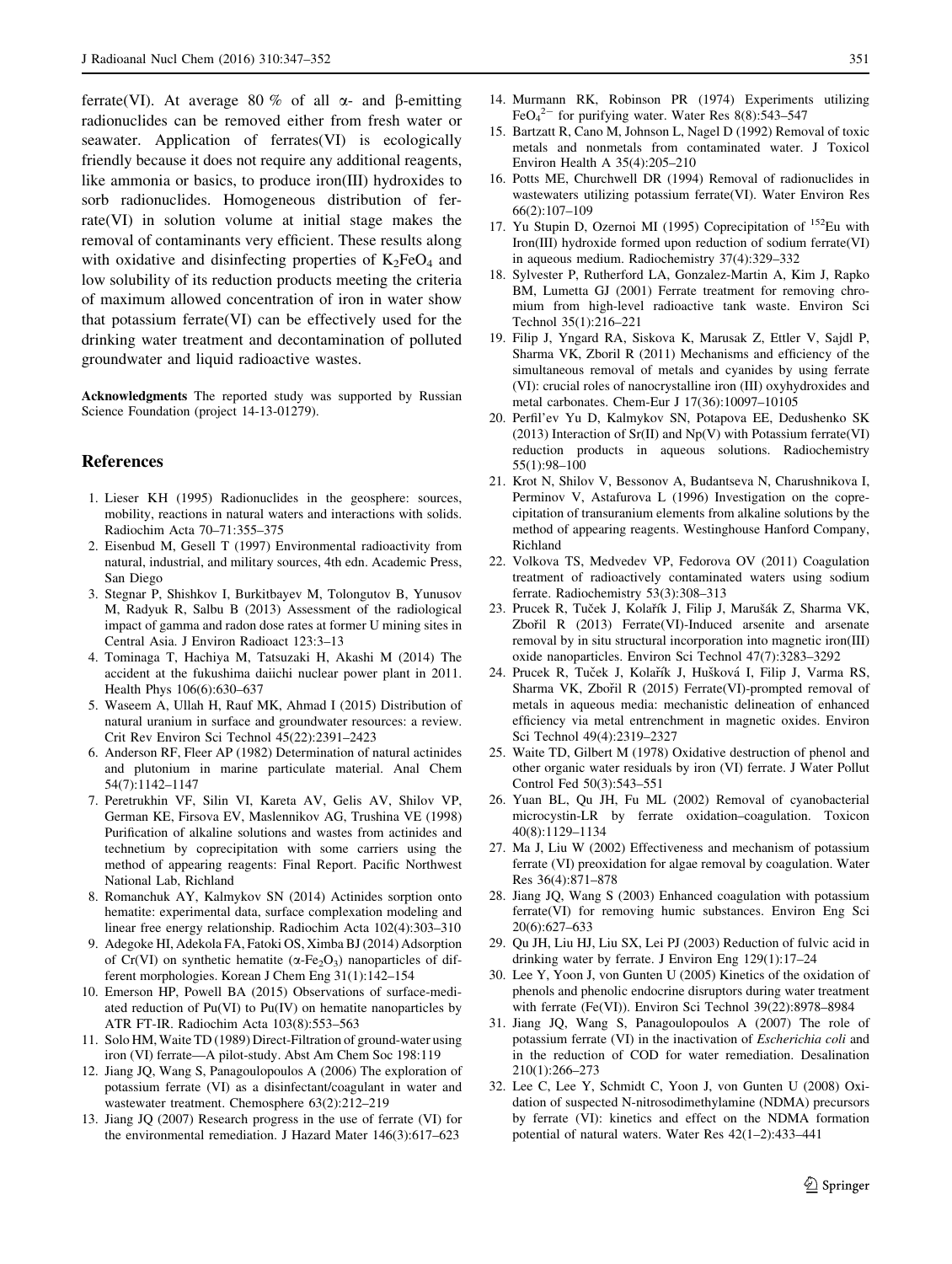ferrate(VI). At average 80 % of all α- and β-emitting radionuclides can be removed either from fresh water or seawater. Application of ferrates(VI) is ecologically friendly because it does not require any additional reagents, like ammonia or basics, to produce iron(III) hydroxides to sorb radionuclides. Homogeneous distribution of ferrate(VI) in solution volume at initial stage makes the removal of contaminants very efficient. These results along with oxidative and disinfecting properties of $K_2FeO_4$ and low solubility of its reduction products meeting the criteria of maximum allowed concentration of iron in water show that potassium ferrate(VI) can be effectively used for the drinking water treatment and decontamination of polluted groundwater and liquid radioactive wastes.

**Acknowledgments** The reported study was supported by Russian Science Foundation (project 14-13-01279).

## References

1. Lieser KH (1995) Radionuclides in the geosphere: sources, mobility, reactions in natural waters and interactions with solids. Radiochim Acta 70–71:355–375
2. Eisenbud M, Gesell T (1997) Environmental radioactivity from natural, industrial, and military sources, 4th edn. Academic Press, San Diego
3. Stegnar P, Shishkov I, Burkitbayev M, Tolongutov B, Yunusov M, Radyuk R, Salbu B (2013) Assessment of the radiological impact of gamma and radon dose rates at former U mining sites in Central Asia. J Environ Radioact 123:3–13
4. Tominaga T, Hachiya M, Tatsuzaki H, Akashi M (2014) The accident at the fukushima daiichi nuclear power plant in 2011. Health Phys 106(6):630–637
5. Waseem A, Ullah H, Rauf MK, Ahmad I (2015) Distribution of natural uranium in surface and groundwater resources: a review. Crit Rev Environ Sci Technol 45(22):2391–2423
6. Anderson RF, Fleer AP (1982) Determination of natural actinides and plutonium in marine particulate material. Anal Chem 54(7):1142–1147
7. Peretrukhin VF, Silin VI, Kareta AV, Gelis AV, Shilov VP, German KE, Firsova EV, Maslennikov AG, Trushina VE (1998) Purification of alkaline solutions and wastes from actinides and technetium by coprecipitation with some carriers using the method of appearing reagents: Final Report. Pacific Northwest National Lab, Richland
8. Romanchuk AY, Kalmykov SN (2014) Actinides sorption onto hematite: experimental data, surface complexation modeling and linear free energy relationship. Radiochim Acta 102(4):303–310
9. Adegoke HI, Adekola FA, Fatoki OS, Ximba BJ (2014) Adsorption of Cr(VI) on synthetic hematite ($\alpha$-$Fe_2O_3$) nanoparticles of different morphologies. Korean J Chem Eng 31(1):142–154
10. Emerson HP, Powell BA (2015) Observations of surface-mediated reduction of Pu(VI) to Pu(IV) on hematite nanoparticles by ATR FT-IR. Radiochim Acta 103(8):553–563
11. Solo HM, Waite TD (1989) Direct-Filtration of ground-water using iron (VI) ferrate—A pilot-study. Abst Am Chem Soc 198:119
12. Jiang JQ, Wang S, Panagoulopoulos A (2006) The exploration of potassium ferrate (VI) as a disinfectant/coagulant in water and wastewater treatment. Chemosphere 63(2):212–219
13. Jiang JQ (2007) Research progress in the use of ferrate (VI) for the environmental remediation. J Hazard Mater 146(3):617–623
14. Murmann RK, Robinson PR (1974) Experiments utilizing $FeO_4^{2-}$ for purifying water. Water Res 8(8):543–547
15. Bartzatt R, Cano M, Johnson L, Nagel D (1992) Removal of toxic metals and nonmetals from contaminated water. J Toxicol Environ Health A 35(4):205–210
16. Potts ME, Churchwell DR (1994) Removal of radionuclides in wastewaters utilizing potassium ferrate(VI). Water Environ Res 66(2):107–109
17. Yu Stupin D, Ozernoi MI (1995) Coprecipitation of $^{152}$Eu with Iron(III) hydroxide formed upon reduction of sodium ferrate(VI) in aqueous medium. Radiochemistry 37(4):329–332
18. Sylvester P, Rutherford LA, Gonzalez-Martin A, Kim J, Rapko BM, Lumetta GJ (2001) Ferrate treatment for removing chromium from high-level radioactive tank waste. Environ Sci Technol 35(1):216–221
19. Filip J, Yngard RA, Siskova K, Marusak Z, Ettler V, Sajdl P, Sharma VK, Zboril R (2011) Mechanisms and efficiency of the simultaneous removal of metals and cyanides by using ferrate (VI): crucial roles of nanocrystalline iron (III) oxyhydroxides and metal carbonates. Chem-Eur J 17(36):10097–10105
20. Perfil'ev Yu D, Kalmykov SN, Potapova EE, Dedushenko SK (2013) Interaction of Sr(II) and Np(V) with Potassium ferrate(VI) reduction products in aqueous solutions. Radiochemistry 55(1):98–100
21. Krot N, Shilov V, Bessonov A, Budantseva N, Charushnikova I, Perminov V, Astafurova L (1996) Investigation on the coprecipitation of transuranium elements from alkaline solutions by the method of appearing reagents. Westinghouse Hanford Company, Richland
22. Volkova TS, Medvedev VP, Fedorova OV (2011) Coagulation treatment of radioactively contaminated waters using sodium ferrate. Radiochemistry 53(3):308–313
23. Prucek R, Tuček J, Kolařík J, Filip J, Marušák Z, Sharma VK, Zbořil R (2013) Ferrate(VI)-Induced arsenite and arsenate removal by in situ structural incorporation into magnetic iron(III) oxide nanoparticles. Environ Sci Technol 47(7):3283–3292
24. Prucek R, Tuček J, Kolařík J, Hušková I, Filip J, Varma RS, Sharma VK, Zbořil R (2015) Ferrate(VI)-prompted removal of metals in aqueous media: mechanistic delineation of enhanced efficiency via metal entrenchment in magnetic oxides. Environ Sci Technol 49(4):2319–2327
25. Waite TD, Gilbert M (1978) Oxidative destruction of phenol and other organic water residuals by iron (VI) ferrate. J Water Pollut Control Fed 50(3):543–551
26. Yuan BL, Qu JH, Fu ML (2002) Removal of cyanobacterial microcystin-LR by ferrate oxidation–coagulation. Toxicon 40(8):1129–1134
27. Ma J, Liu W (2002) Effectiveness and mechanism of potassium ferrate (VI) preoxidation for algae removal by coagulation. Water Res 36(4):871–878
28. Jiang JQ, Wang S (2003) Enhanced coagulation with potassium ferrate(VI) for removing humic substances. Environ Eng Sci 20(6):627–633
29. Qu JH, Liu HJ, Liu SX, Lei PJ (2003) Reduction of fulvic acid in drinking water by ferrate. J Environ Eng 129(1):17–24
30. Lee Y, Yoon J, von Gunten U (2005) Kinetics of the oxidation of phenols and phenolic endocrine disruptors during water treatment with ferrate (Fe(VI)). Environ Sci Technol 39(22):8978–8984
31. Jiang JQ, Wang S, Panagoulopoulos A (2007) The role of potassium ferrate (VI) in the inactivation of *Escherichia coli* and in the reduction of COD for water remediation. Desalination 210(1):266–273
32. Lee C, Lee Y, Schmidt C, Yoon J, von Gunten U (2008) Oxidation of suspected N-nitrosodimethylamine (NDMA) precursors by ferrate (VI): kinetics and effect on the NDMA formation potential of natural waters. Water Res 42(1–2):433–441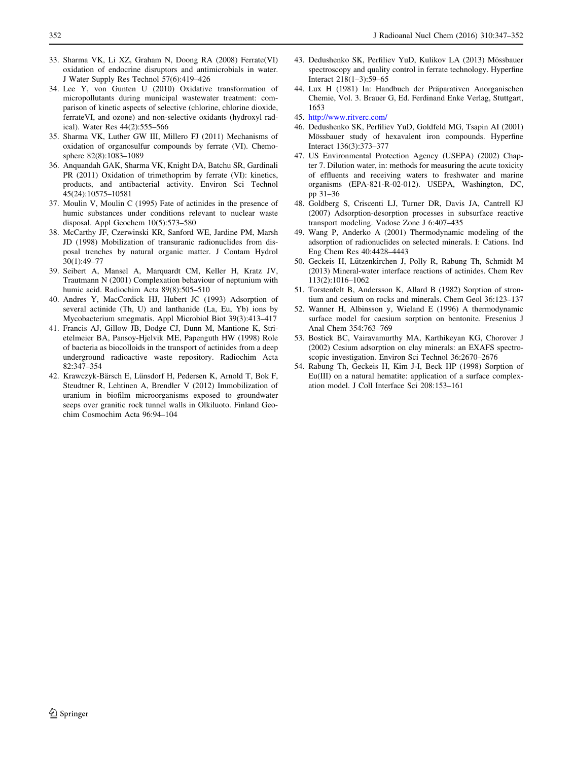33. Sharma VK, Li XZ, Graham N, Doong RA (2008) Ferrate(VI) oxidation of endocrine disruptors and antimicrobials in water. J Water Supply Res Technol 57(6):419–426
34. Lee Y, von Gunten U (2010) Oxidative transformation of micropollutants during municipal wastewater treatment: comparison of kinetic aspects of selective (chlorine, chlorine dioxide, ferrateVI, and ozone) and non-selective oxidants (hydroxyl radical). Water Res 44(2):555–566
35. Sharma VK, Luther GW III, Millero FJ (2011) Mechanisms of oxidation of organosulfur compounds by ferrate (VI). Chemosphere 82(8):1083–1089
36. Anquandah GAK, Sharma VK, Knight DA, Batchu SR, Gardinali PR (2011) Oxidation of trimethoprim by ferrate (VI): kinetics, products, and antibacterial activity. Environ Sci Technol 45(24):10575–10581
37. Moulin V, Moulin C (1995) Fate of actinides in the presence of humic substances under conditions relevant to nuclear waste disposal. Appl Geochem 10(5):573–580
38. McCarthy JF, Czerwinski KR, Sanford WE, Jardine PM, Marsh JD (1998) Mobilization of transuranic radionuclides from disposal trenches by natural organic matter. J Contam Hydrol 30(1):49–77
39. Seibert A, Mansel A, Marquardt CM, Keller H, Kratz JV, Trautmann N (2001) Complexation behaviour of neptunium with humic acid. Radiochim Acta 89(8):505–510
40. Andres Y, MacCordick HJ, Hubert JC (1993) Adsorption of several actinide (Th, U) and lanthanide (La, Eu, Yb) ions by Mycobacterium smegmatis. Appl Microbiol Biot 39(3):413–417
41. Francis AJ, Gillow JB, Dodge CJ, Dunn M, Mantione K, Strietelmeier BA, Pansoy-Hjelvik ME, Papenguth HW (1998) Role of bacteria as biocolloids in the transport of actinides from a deep underground radioactive waste repository. Radiochim Acta 82:347–354
42. Krawczyk-Bärsch E, Lünsdorf H, Pedersen K, Arnold T, Bok F, Steudtner R, Lehtinen A, Brendler V (2012) Immobilization of uranium in biofilm microorganisms exposed to groundwater seeps over granitic rock tunnel walls in Olkiluoto. Finland Geochim Cosmochim Acta 96:94–104
43. Dedushenko SK, Perfiliev YuD, Kulikov LA (2013) Mössbauer spectroscopy and quality control in ferrate technology. Hyperfine Interact 218(1–3):59–65
44. Lux H (1981) In: Handbuch der Präparativen Anorganischen Chemie, Vol. 3. Brauer G, Ed. Ferdinand Enke Verlag, Stuttgart, 1653
45. http://www.ritverc.com/
46. Dedushenko SK, Perfiliev YuD, Goldfeld MG, Tsapin AI (2001) Mössbauer study of hexavalent iron compounds. Hyperfine Interact 136(3):373–377
47. US Environmental Protection Agency (USEPA) (2002) Chapter 7. Dilution water, in: methods for measuring the acute toxicity of effluents and receiving waters to freshwater and marine organisms (EPA-821-R-02-012). USEPA, Washington, DC, pp 31–36
48. Goldberg S, Criscenti LJ, Turner DR, Davis JA, Cantrell KJ (2007) Adsorption-desorption processes in subsurface reactive transport modeling. Vadose Zone J 6:407–435
49. Wang P, Anderko A (2001) Thermodynamic modeling of the adsorption of radionuclides on selected minerals. I: Cations. Ind Eng Chem Res 40:4428–4443
50. Geckeis H, Lützenkirchen J, Polly R, Rabung Th, Schmidt M (2013) Mineral-water interface reactions of actinides. Chem Rev 113(2):1016–1062
51. Torstenfelt B, Andersson K, Allard B (1982) Sorption of strontium and cesium on rocks and minerals. Chem Geol 36:123–137
52. Wanner H, Albinsson y, Wieland E (1996) A thermodynamic surface model for caesium sorption on bentonite. Fresenius J Anal Chem 354:763–769
53. Bostick BC, Vairavamurthy MA, Karthikeyan KG, Chorover J (2002) Cesium adsorption on clay minerals: an EXAFS spectroscopic investigation. Environ Sci Technol 36:2670–2676
54. Rabung Th, Geckeis H, Kim J-I, Beck HP (1998) Sorption of Eu(III) on a natural hematite: application of a surface complexation model. J Coll Interface Sci 208:153–161